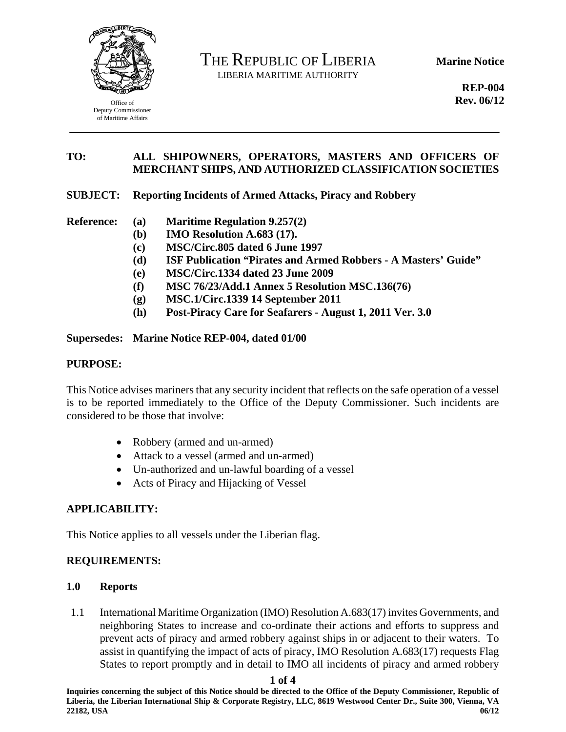Office of Deputy Commissioner of Maritime Affairs

# THE REPUBLIC OF LIBERIA

LIBERIA MARITIME AUTHORITY

**Marine Notice**

**REP-004**
**Rev. 06/12**

**TO:** **ALL SHIPOWNERS, OPERATORS, MASTERS AND OFFICERS OF MERCHANT SHIPS, AND AUTHORIZED CLASSIFICATION SOCIETIES**

**SUBJECT:** **Reporting Incidents of Armed Attacks, Piracy and Robbery**

**Reference:**
- **(a) Maritime Regulation 9.257(2)**
- **(b) IMO Resolution A.683 (17).**
- **(c) MSC/Circ.805 dated 6 June 1997**
- **(d) ISF Publication "Pirates and Armed Robbers - A Masters' Guide"**
- **(e) MSC/Circ.1334 dated 23 June 2009**
- **(f) MSC 76/23/Add.1 Annex 5 Resolution MSC.136(76)**
- **(g) MSC.1/Circ.1339 14 September 2011**
- **(h) Post-Piracy Care for Seafarers - August 1, 2011 Ver. 3.0**

**Supersedes:** **Marine Notice REP-004, dated 01/00**

## PURPOSE:

This Notice advises mariners that any security incident that reflects on the safe operation of a vessel is to be reported immediately to the Office of the Deputy Commissioner. Such incidents are considered to be those that involve:

- Robbery (armed and un-armed)
- Attack to a vessel (armed and un-armed)
- Un-authorized and un-lawful boarding of a vessel
- Acts of Piracy and Hijacking of Vessel

## APPLICABILITY:

This Notice applies to all vessels under the Liberian flag.

## REQUIREMENTS:

### 1.0 Reports

1.1 International Maritime Organization (IMO) Resolution A.683(17) invites Governments, and neighboring States to increase and co-ordinate their actions and efforts to suppress and prevent acts of piracy and armed robbery against ships in or adjacent to their waters. To assist in quantifying the impact of acts of piracy, IMO Resolution A.683(17) requests Flag States to report promptly and in detail to IMO all incidents of piracy and armed robbery

**Inquiries concerning the subject of this Notice should be directed to the Office of the Deputy Commissioner, Republic of Liberia, the Liberian International Ship & Corporate Registry, LLC, 8619 Westwood Center Dr., Suite 300, Vienna, VA 22182, USA**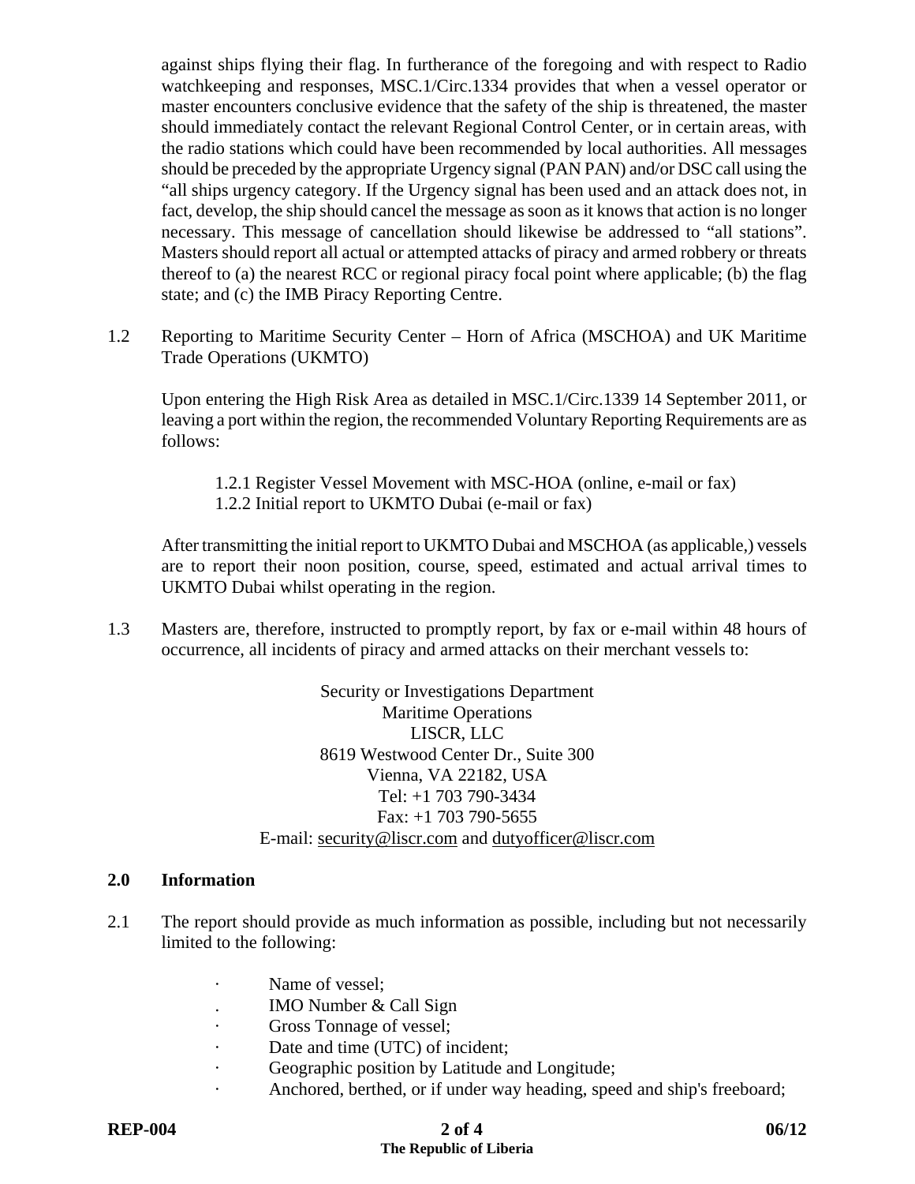against ships flying their flag. In furtherance of the foregoing and with respect to Radio watchkeeping and responses, MSC.1/Circ.1334 provides that when a vessel operator or master encounters conclusive evidence that the safety of the ship is threatened, the master should immediately contact the relevant Regional Control Center, or in certain areas, with the radio stations which could have been recommended by local authorities. All messages should be preceded by the appropriate Urgency signal (PAN PAN) and/or DSC call using the "all ships urgency category. If the Urgency signal has been used and an attack does not, in fact, develop, the ship should cancel the message as soon as it knows that action is no longer necessary. This message of cancellation should likewise be addressed to "all stations". Masters should report all actual or attempted attacks of piracy and armed robbery or threats thereof to (a) the nearest RCC or regional piracy focal point where applicable; (b) the flag state; and (c) the IMB Piracy Reporting Centre.

1.2 Reporting to Maritime Security Center – Horn of Africa (MSCHOA) and UK Maritime Trade Operations (UKMTO)

Upon entering the High Risk Area as detailed in MSC.1/Circ.1339 14 September 2011, or leaving a port within the region, the recommended Voluntary Reporting Requirements are as follows:

1.2.1 Register Vessel Movement with MSC-HOA (online, e-mail or fax)
1.2.2 Initial report to UKMTO Dubai (e-mail or fax)

After transmitting the initial report to UKMTO Dubai and MSCHOA (as applicable,) vessels are to report their noon position, course, speed, estimated and actual arrival times to UKMTO Dubai whilst operating in the region.

1.3 Masters are, therefore, instructed to promptly report, by fax or e-mail within 48 hours of occurrence, all incidents of piracy and armed attacks on their merchant vessels to:

Security or Investigations Department
Maritime Operations
LISCR, LLC
8619 Westwood Center Dr., Suite 300
Vienna, VA 22182, USA
Tel: +1 703 790-3434
Fax: +1 703 790-5655
E-mail: security@liscr.com and dutyofficer@liscr.com

## 2.0 Information

2.1 The report should provide as much information as possible, including but not necessarily limited to the following:

- Name of vessel;
- IMO Number & Call Sign
- Gross Tonnage of vessel;
- Date and time (UTC) of incident;
- Geographic position by Latitude and Longitude;
- Anchored, berthed, or if under way heading, speed and ship's freeboard;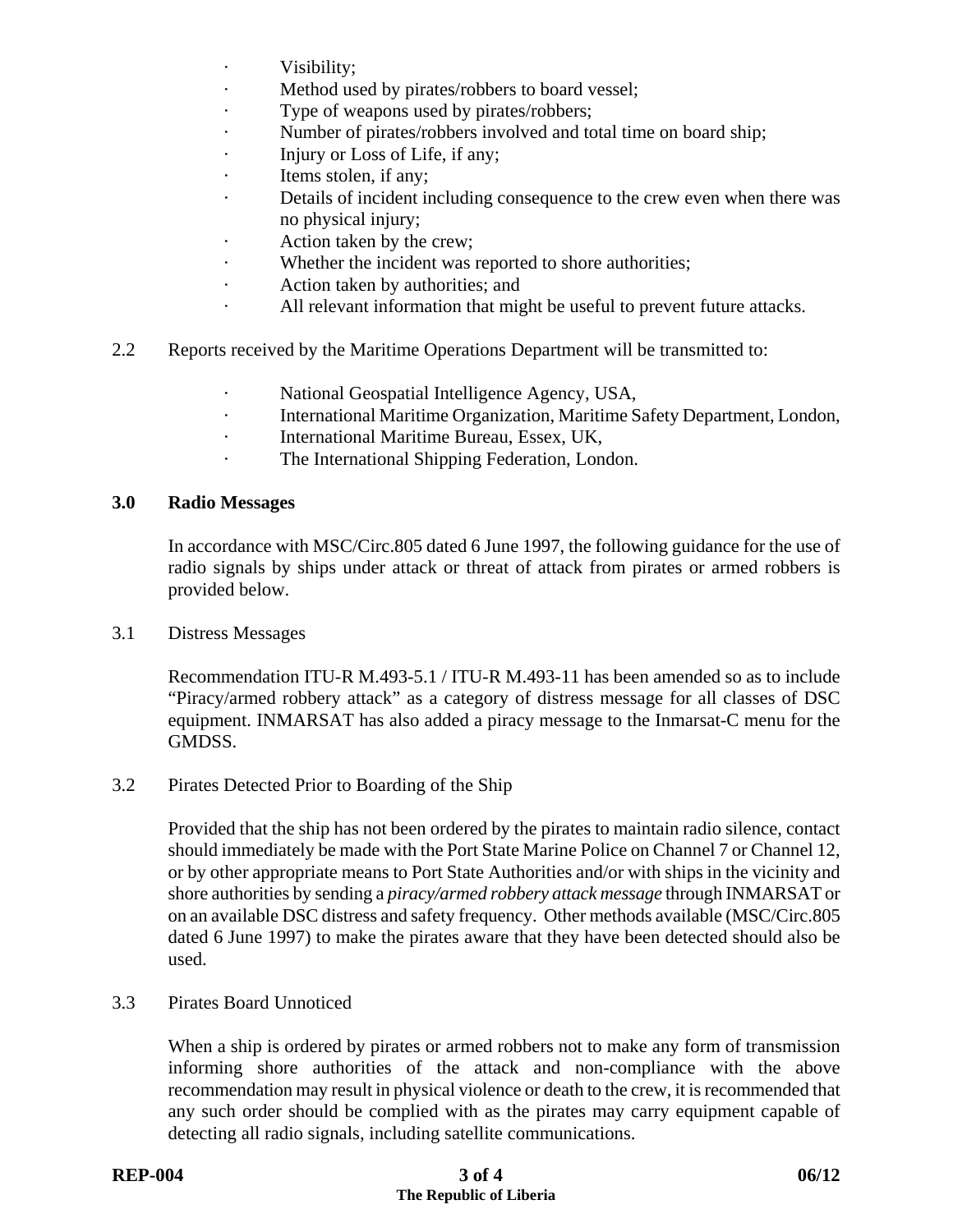- Visibility;
- Method used by pirates/robbers to board vessel;
- Type of weapons used by pirates/robbers;
- Number of pirates/robbers involved and total time on board ship;
- Injury or Loss of Life, if any;
- Items stolen, if any;
- Details of incident including consequence to the crew even when there was no physical injury;
- Action taken by the crew;
- Whether the incident was reported to shore authorities;
- Action taken by authorities; and
- All relevant information that might be useful to prevent future attacks.

2.2 Reports received by the Maritime Operations Department will be transmitted to:

- National Geospatial Intelligence Agency, USA,
- International Maritime Organization, Maritime Safety Department, London,
- International Maritime Bureau, Essex, UK,
- The International Shipping Federation, London.

## 3.0 Radio Messages

In accordance with MSC/Circ.805 dated 6 June 1997, the following guidance for the use of radio signals by ships under attack or threat of attack from pirates or armed robbers is provided below.

3.1 Distress Messages

Recommendation ITU-R M.493-5.1 / ITU-R M.493-11 has been amended so as to include "Piracy/armed robbery attack" as a category of distress message for all classes of DSC equipment. INMARSAT has also added a piracy message to the Inmarsat-C menu for the GMDSS.

3.2 Pirates Detected Prior to Boarding of the Ship

Provided that the ship has not been ordered by the pirates to maintain radio silence, contact should immediately be made with the Port State Marine Police on Channel 7 or Channel 12, or by other appropriate means to Port State Authorities and/or with ships in the vicinity and shore authorities by sending a *piracy/armed robbery attack message* through INMARSAT or on an available DSC distress and safety frequency. Other methods available (MSC/Circ.805 dated 6 June 1997) to make the pirates aware that they have been detected should also be used.

3.3 Pirates Board Unnoticed

When a ship is ordered by pirates or armed robbers not to make any form of transmission informing shore authorities of the attack and non-compliance with the above recommendation may result in physical violence or death to the crew, it is recommended that any such order should be complied with as the pirates may carry equipment capable of detecting all radio signals, including satellite communications.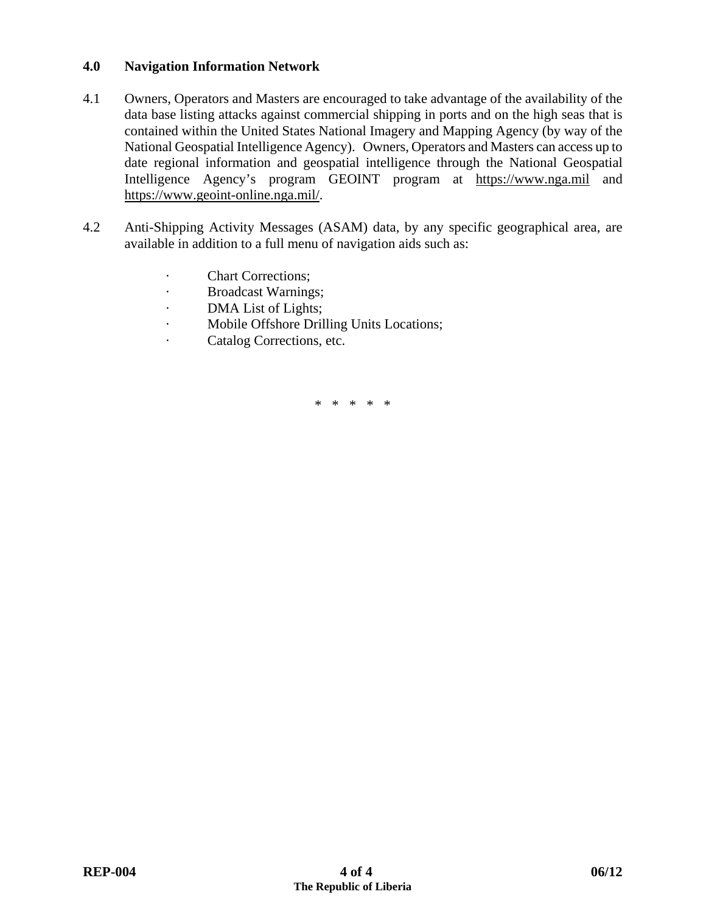## 4.0 Navigation Information Network

4.1 Owners, Operators and Masters are encouraged to take advantage of the availability of the data base listing attacks against commercial shipping in ports and on the high seas that is contained within the United States National Imagery and Mapping Agency (by way of the National Geospatial Intelligence Agency). Owners, Operators and Masters can access up to date regional information and geospatial intelligence through the National Geospatial Intelligence Agency's program GEOINT program at https://www.nga.mil and https://www.geoint-online.nga.mil/.

4.2 Anti-Shipping Activity Messages (ASAM) data, by any specific geographical area, are available in addition to a full menu of navigation aids such as:

- Chart Corrections;
- Broadcast Warnings;
- DMA List of Lights;
- Mobile Offshore Drilling Units Locations;
- Catalog Corrections, etc.

\* \* \* \* \*